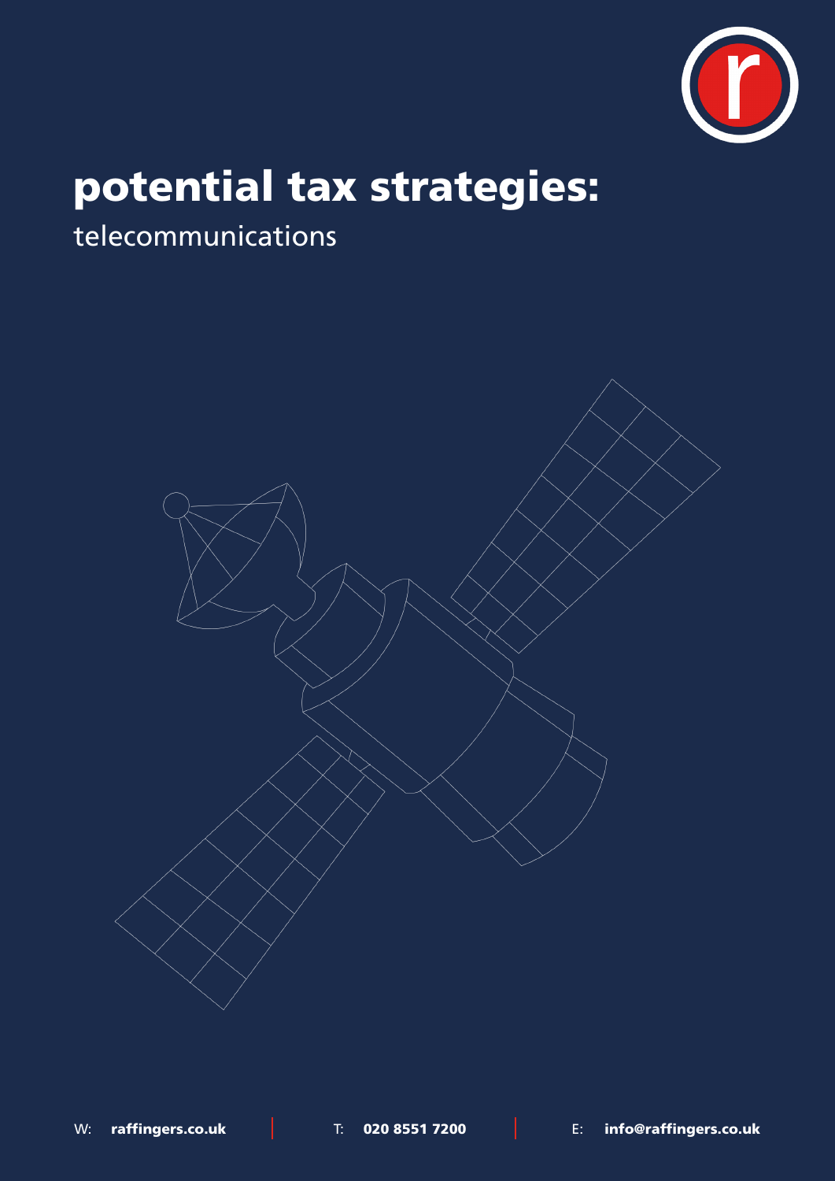# potential tax strategies:

telecommunications

W: **raffingers.co.uk** | T: **020 8551 7200** | E: **info@raffingers.co.uk**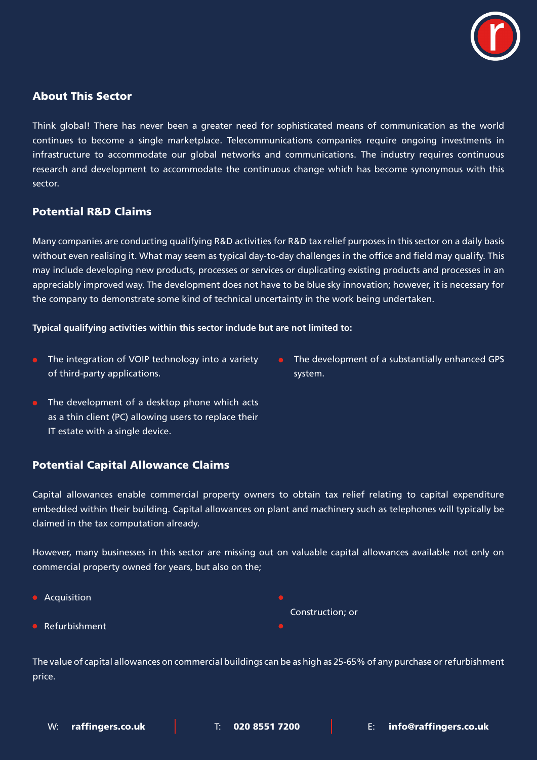## About This Sector

Think global! There has never been a greater need for sophisticated means of communication as the world continues to become a single marketplace. Telecommunications companies require ongoing investments in infrastructure to accommodate our global networks and communications. The industry requires continuous research and development to accommodate the continuous change which has become synonymous with this sector.

## Potential R&D Claims

Many companies are conducting qualifying R&D activities for R&D tax relief purposes in this sector on a daily basis without even realising it. What may seem as typical day-to-day challenges in the office and field may qualify. This may include developing new products, processes or services or duplicating existing products and processes in an appreciably improved way. The development does not have to be blue sky innovation; however, it is necessary for the company to demonstrate some kind of technical uncertainty in the work being undertaken.

**Typical qualifying activities within this sector include but are not limited to:**

- The integration of VOIP technology into a variety of third-party applications.
- The development of a desktop phone which acts as a thin client (PC) allowing users to replace their IT estate with a single device.
- The development of a substantially enhanced GPS system.

## Potential Capital Allowance Claims

Capital allowances enable commercial property owners to obtain tax relief relating to capital expenditure embedded within their building. Capital allowances on plant and machinery such as telephones will typically be claimed in the tax computation already.

However, many businesses in this sector are missing out on valuable capital allowances available not only on commercial property owned for years, but also on the;

- Acquisition
- Refurbishment
- Construction; or

The value of capital allowances on commercial buildings can be as high as 25-65% of any purchase or refurbishment price.

W: **raffingers.co.uk** | T: **020 8551 7200** | E: **info@raffingers.co.uk**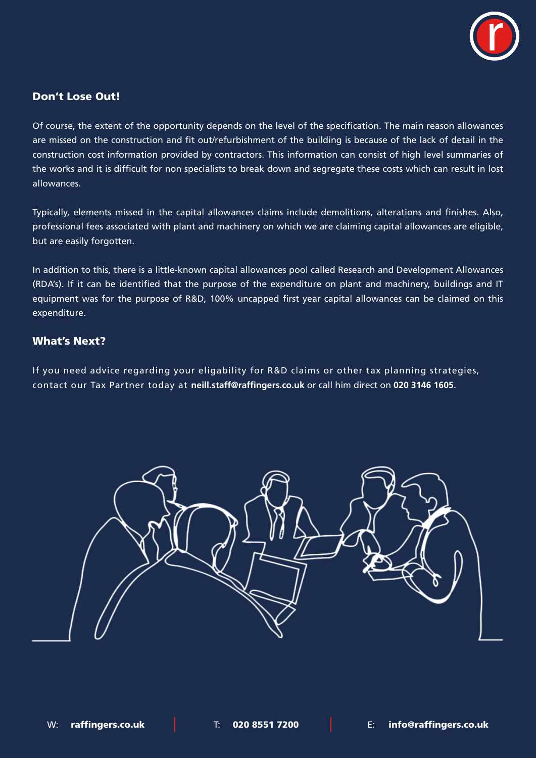## Don't Lose Out!

Of course, the extent of the opportunity depends on the level of the specification. The main reason allowances are missed on the construction and fit out/refurbishment of the building is because of the lack of detail in the construction cost information provided by contractors. This information can consist of high level summaries of the works and it is difficult for non specialists to break down and segregate these costs which can result in lost allowances.

Typically, elements missed in the capital allowances claims include demolitions, alterations and finishes. Also, professional fees associated with plant and machinery on which we are claiming capital allowances are eligible, but are easily forgotten.

In addition to this, there is a little-known capital allowances pool called Research and Development Allowances (RDA's). If it can be identified that the purpose of the expenditure on plant and machinery, buildings and IT equipment was for the purpose of R&D, 100% uncapped first year capital allowances can be claimed on this expenditure.

## What's Next?

If you need advice regarding your eligability for R&D claims or other tax planning strategies, contact our Tax Partner today at **neill.staff@raffingers.co.uk** or call him direct on **020 3146 1605**.

W: **raffingers.co.uk** | T: **020 8551 7200** | E: **info@raffingers.co.uk**